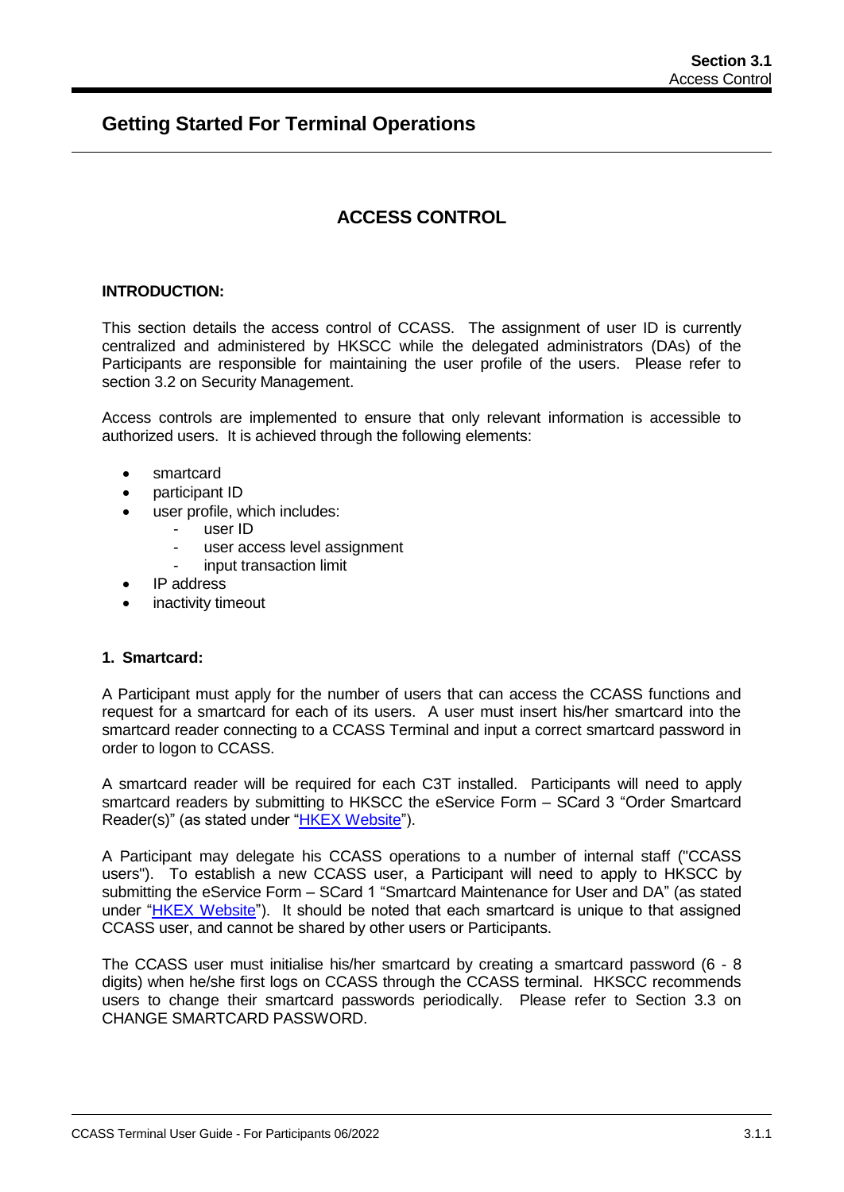# Getting Started For Terminal Operations

## ACCESS CONTROL

**INTRODUCTION:**

This section details the access control of CCASS. The assignment of user ID is currently centralized and administered by HKSCC while the delegated administrators (DAs) of the Participants are responsible for maintaining the user profile of the users. Please refer to section 3.2 on Security Management.

Access controls are implemented to ensure that only relevant information is accessible to authorized users. It is achieved through the following elements:

- smartcard
- participant ID
- user profile, which includes:
  - user ID
  - user access level assignment
  - input transaction limit
- IP address
- inactivity timeout

**1. Smartcard:**

A Participant must apply for the number of users that can access the CCASS functions and request for a smartcard for each of its users. A user must insert his/her smartcard into the smartcard reader connecting to a CCASS Terminal and input a correct smartcard password in order to logon to CCASS.

A smartcard reader will be required for each C3T installed. Participants will need to apply smartcard readers by submitting to HKSCC the eService Form – SCard 3 "Order Smartcard Reader(s)" (as stated under "HKEX Website").

A Participant may delegate his CCASS operations to a number of internal staff ("CCASS users"). To establish a new CCASS user, a Participant will need to apply to HKSCC by submitting the eService Form – SCard 1 "Smartcard Maintenance for User and DA" (as stated under "HKEX Website"). It should be noted that each smartcard is unique to that assigned CCASS user, and cannot be shared by other users or Participants.

The CCASS user must initialise his/her smartcard by creating a smartcard password (6 - 8 digits) when he/she first logs on CCASS through the CCASS terminal. HKSCC recommends users to change their smartcard passwords periodically. Please refer to Section 3.3 on CHANGE SMARTCARD PASSWORD.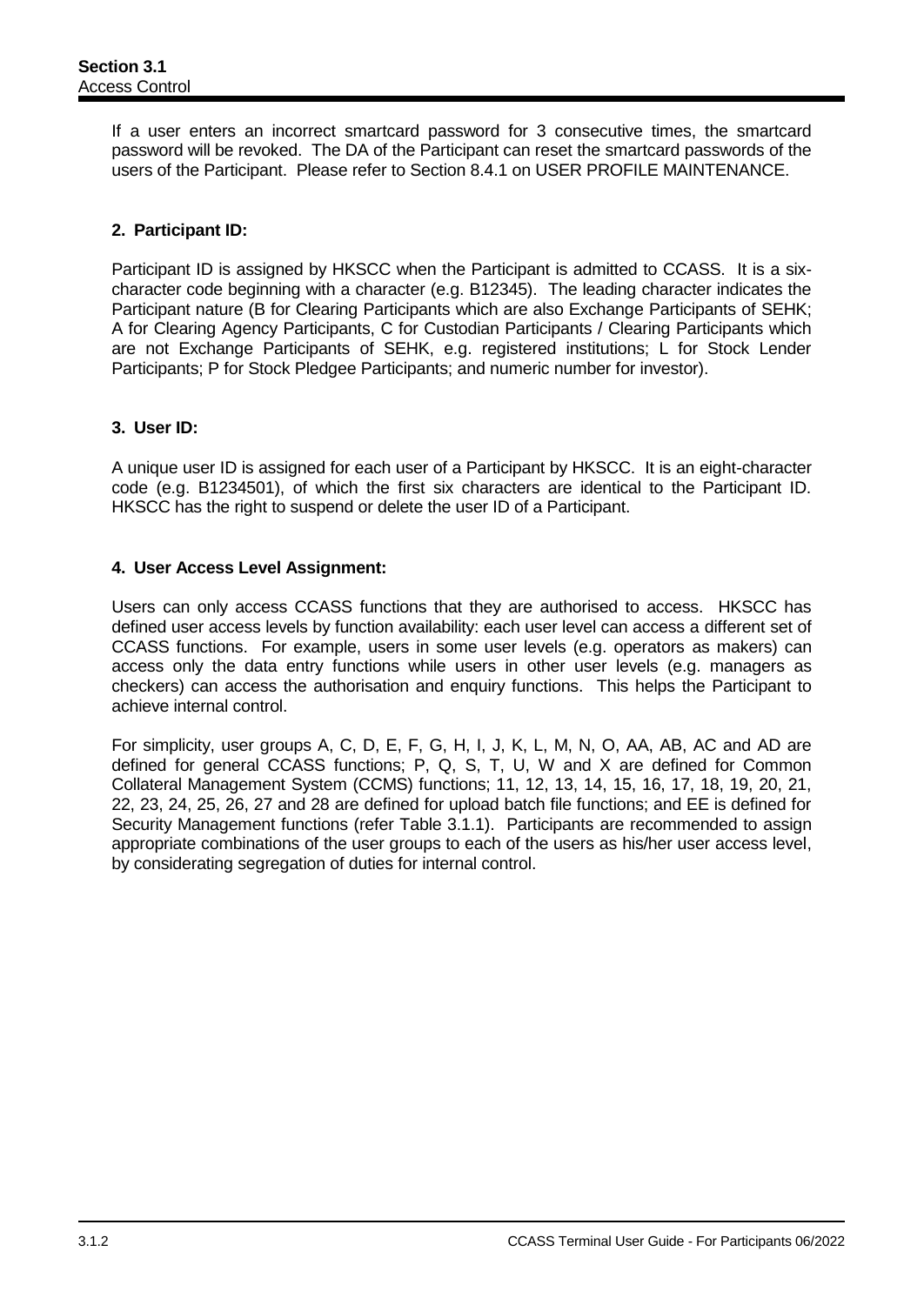If a user enters an incorrect smartcard password for 3 consecutive times, the smartcard password will be revoked. The DA of the Participant can reset the smartcard passwords of the users of the Participant. Please refer to Section 8.4.1 on USER PROFILE MAINTENANCE.

**2. Participant ID:**

Participant ID is assigned by HKSCC when the Participant is admitted to CCASS. It is a six-character code beginning with a character (e.g. B12345). The leading character indicates the Participant nature (B for Clearing Participants which are also Exchange Participants of SEHK; A for Clearing Agency Participants, C for Custodian Participants / Clearing Participants which are not Exchange Participants of SEHK, e.g. registered institutions; L for Stock Lender Participants; P for Stock Pledgee Participants; and numeric number for investor).

**3. User ID:**

A unique user ID is assigned for each user of a Participant by HKSCC. It is an eight-character code (e.g. B1234501), of which the first six characters are identical to the Participant ID. HKSCC has the right to suspend or delete the user ID of a Participant.

**4. User Access Level Assignment:**

Users can only access CCASS functions that they are authorised to access. HKSCC has defined user access levels by function availability: each user level can access a different set of CCASS functions. For example, users in some user levels (e.g. operators as makers) can access only the data entry functions while users in other user levels (e.g. managers as checkers) can access the authorisation and enquiry functions. This helps the Participant to achieve internal control.

For simplicity, user groups A, C, D, E, F, G, H, I, J, K, L, M, N, O, AA, AB, AC and AD are defined for general CCASS functions; P, Q, S, T, U, W and X are defined for Common Collateral Management System (CCMS) functions; 11, 12, 13, 14, 15, 16, 17, 18, 19, 20, 21, 22, 23, 24, 25, 26, 27 and 28 are defined for upload batch file functions; and EE is defined for Security Management functions (refer Table 3.1.1). Participants are recommended to assign appropriate combinations of the user groups to each of the users as his/her user access level, by considerating segregation of duties for internal control.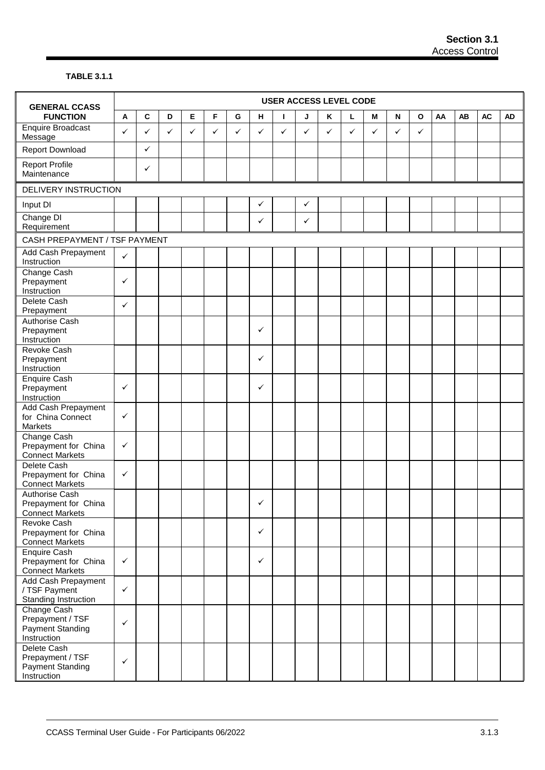**TABLE 3.1.1**

| GENERAL CCASS FUNCTION | USER ACCESS LEVEL CODE | | | | | | | | | | | | | | | | | |
|---|---|---|---|---|---|---|---|---|---|---|---|---|---|---|---|---|---|---|
| | A | C | D | E | F | G | H | I | J | K | L | M | N | O | AA | AB | AC | AD |
| Enquire Broadcast Message | ✓ | ✓ | ✓ | ✓ | ✓ | ✓ | ✓ | ✓ | ✓ | ✓ | ✓ | ✓ | ✓ | ✓ | | | | |
| Report Download | | ✓ | | | | | | | | | | | | | | | | |
| Report Profile Maintenance | | ✓ | | | | | | | | | | | | | | | | |
| DELIVERY INSTRUCTION | | | | | | | | | | | | | | | | | | |
| Input DI | | | | | | | ✓ | | ✓ | | | | | | | | | |
| Change DI Requirement | | | | | | | ✓ | | ✓ | | | | | | | | | |
| CASH PREPAYMENT / TSF PAYMENT | | | | | | | | | | | | | | | | | | |
| Add Cash Prepayment Instruction | ✓ | | | | | | | | | | | | | | | | | |
| Change Cash Prepayment Instruction | ✓ | | | | | | | | | | | | | | | | | |
| Delete Cash Prepayment | ✓ | | | | | | | | | | | | | | | | | |
| Authorise Cash Prepayment Instruction | | | | | | | ✓ | | | | | | | | | | | |
| Revoke Cash Prepayment Instruction | | | | | | | ✓ | | | | | | | | | | | |
| Enquire Cash Prepayment Instruction | ✓ | | | | | | ✓ | | | | | | | | | | | |
| Add Cash Prepayment for China Connect Markets | ✓ | | | | | | | | | | | | | | | | | |
| Change Cash Prepayment for China Connect Markets | ✓ | | | | | | | | | | | | | | | | | |
| Delete Cash Prepayment for China Connect Markets | ✓ | | | | | | | | | | | | | | | | | |
| Authorise Cash Prepayment for China Connect Markets | | | | | | | ✓ | | | | | | | | | | | |
| Revoke Cash Prepayment for China Connect Markets | | | | | | | ✓ | | | | | | | | | | | |
| Enquire Cash Prepayment for China Connect Markets | ✓ | | | | | | ✓ | | | | | | | | | | | |
| Add Cash Prepayment / TSF Payment Standing Instruction | ✓ | | | | | | | | | | | | | | | | | |
| Change Cash Prepayment / TSF Payment Standing Instruction | ✓ | | | | | | | | | | | | | | | | | |
| Delete Cash Prepayment / TSF Payment Standing Instruction | ✓ | | | | | | | | | | | | | | | | | |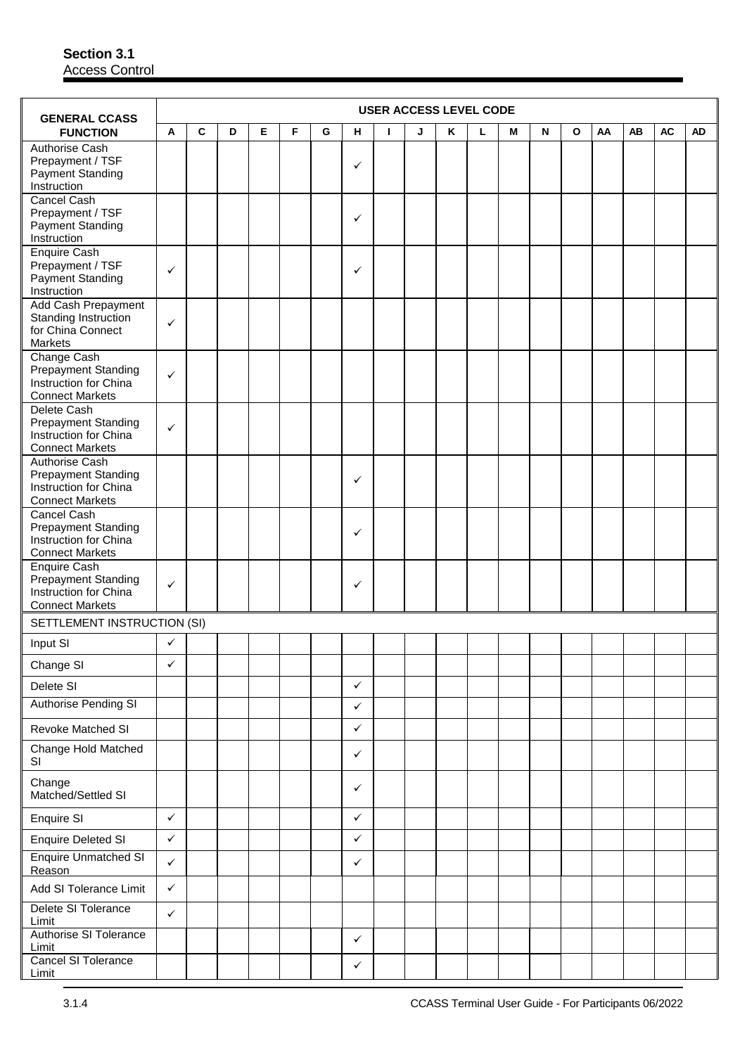**Section 3.1**
Access Control

| GENERAL CCASS FUNCTION | USER ACCESS LEVEL CODE | | | | | | | | | | | | | | | | | |
|---|---|---|---|---|---|---|---|---|---|---|---|---|---|---|---|---|---|---|
| | A | C | D | E | F | G | H | I | J | K | L | M | N | O | AA | AB | AC | AD |
| Authorise Cash Prepayment / TSF Payment Standing Instruction | | | | | | | ✓ | | | | | | | | | | | |
| Cancel Cash Prepayment / TSF Payment Standing Instruction | | | | | | | ✓ | | | | | | | | | | | |
| Enquire Cash Prepayment / TSF Payment Standing Instruction | ✓ | | | | | | ✓ | | | | | | | | | | | |
| Add Cash Prepayment Standing Instruction for China Connect Markets | ✓ | | | | | | | | | | | | | | | | | |
| Change Cash Prepayment Standing Instruction for China Connect Markets | ✓ | | | | | | | | | | | | | | | | | |
| Delete Cash Prepayment Standing Instruction for China Connect Markets | ✓ | | | | | | | | | | | | | | | | | |
| Authorise Cash Prepayment Standing Instruction for China Connect Markets | | | | | | | ✓ | | | | | | | | | | | |
| Cancel Cash Prepayment Standing Instruction for China Connect Markets | | | | | | | ✓ | | | | | | | | | | | |
| Enquire Cash Prepayment Standing Instruction for China Connect Markets | ✓ | | | | | | ✓ | | | | | | | | | | | |
| SETTLEMENT INSTRUCTION (SI) | | | | | | | | | | | | | | | | | | |
| Input SI | ✓ | | | | | | | | | | | | | | | | | |
| Change SI | ✓ | | | | | | | | | | | | | | | | | |
| Delete SI | | | | | | | ✓ | | | | | | | | | | | |
| Authorise Pending SI | | | | | | | ✓ | | | | | | | | | | | |
| Revoke Matched SI | | | | | | | ✓ | | | | | | | | | | | |
| Change Hold Matched SI | | | | | | | ✓ | | | | | | | | | | | |
| Change Matched/Settled SI | | | | | | | ✓ | | | | | | | | | | | |
| Enquire SI | ✓ | | | | | | ✓ | | | | | | | | | | | |
| Enquire Deleted SI | ✓ | | | | | | ✓ | | | | | | | | | | | |
| Enquire Unmatched SI Reason | ✓ | | | | | | ✓ | | | | | | | | | | | |
| Add SI Tolerance Limit | ✓ | | | | | | | | | | | | | | | | | |
| Delete SI Tolerance Limit | ✓ | | | | | | | | | | | | | | | | | |
| Authorise SI Tolerance Limit | | | | | | | ✓ | | | | | | | | | | | |
| Cancel SI Tolerance Limit | | | | | | | ✓ | | | | | | | | | | | |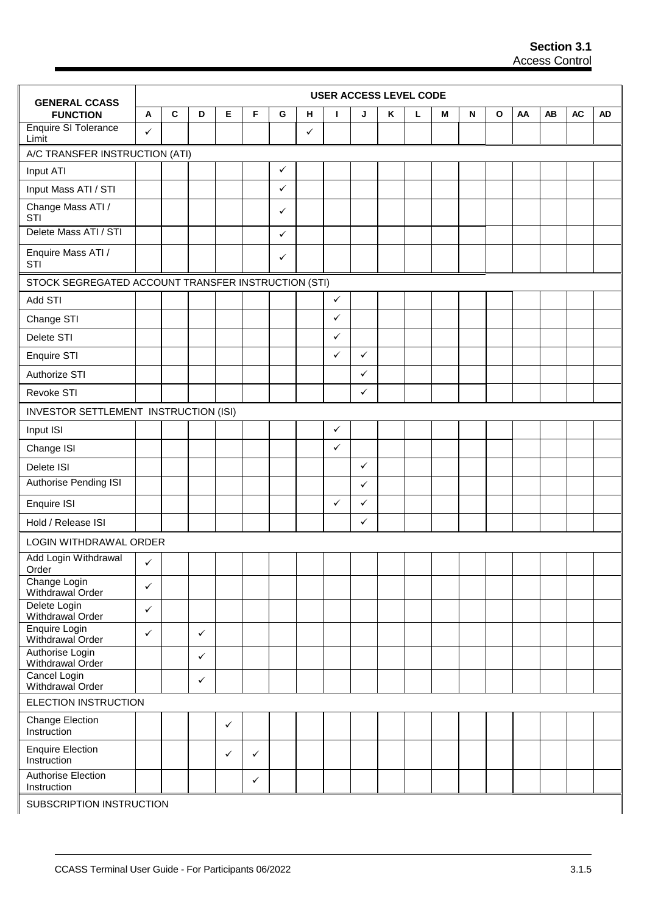| GENERAL CCASS FUNCTION | USER ACCESS LEVEL CODE | | | | | | | | | | | | | | | | | |
|---|---|---|---|---|---|---|---|---|---|---|---|---|---|---|---|---|---|---|
| | A | C | D | E | F | G | H | I | J | K | L | M | N | O | AA | AB | AC | AD |
| Enquire SI Tolerance Limit | ✓ | | | | | | ✓ | | | | | | | | | | | |
| A/C TRANSFER INSTRUCTION (ATI) | | | | | | | | | | | | | | | | | | |
| Input ATI | | | | | | ✓ | | | | | | | | | | | | |
| Input Mass ATI / STI | | | | | | ✓ | | | | | | | | | | | | |
| Change Mass ATI / STI | | | | | | ✓ | | | | | | | | | | | | |
| Delete Mass ATI / STI | | | | | | ✓ | | | | | | | | | | | | |
| Enquire Mass ATI / STI | | | | | | ✓ | | | | | | | | | | | | |
| STOCK SEGREGATED ACCOUNT TRANSFER INSTRUCTION (STI) | | | | | | | | | | | | | | | | | | |
| Add STI | | | | | | | | ✓ | | | | | | | | | | |
| Change STI | | | | | | | | ✓ | | | | | | | | | | |
| Delete STI | | | | | | | | ✓ | | | | | | | | | | |
| Enquire STI | | | | | | | | ✓ | ✓ | | | | | | | | | |
| Authorize STI | | | | | | | | | ✓ | | | | | | | | | |
| Revoke STI | | | | | | | | | ✓ | | | | | | | | | |
| INVESTOR SETTLEMENT INSTRUCTION (ISI) | | | | | | | | | | | | | | | | | | |
| Input ISI | | | | | | | | ✓ | | | | | | | | | | |
| Change ISI | | | | | | | | ✓ | | | | | | | | | | |
| Delete ISI | | | | | | | | | ✓ | | | | | | | | | |
| Authorise Pending ISI | | | | | | | | | ✓ | | | | | | | | | |
| Enquire ISI | | | | | | | | ✓ | ✓ | | | | | | | | | |
| Hold / Release ISI | | | | | | | | | ✓ | | | | | | | | | |
| LOGIN WITHDRAWAL ORDER | | | | | | | | | | | | | | | | | | |
| Add Login Withdrawal Order | ✓ | | | | | | | | | | | | | | | | | |
| Change Login Withdrawal Order | ✓ | | | | | | | | | | | | | | | | | |
| Delete Login Withdrawal Order | ✓ | | | | | | | | | | | | | | | | | |
| Enquire Login Withdrawal Order | ✓ | | ✓ | | | | | | | | | | | | | | | |
| Authorise Login Withdrawal Order | | | ✓ | | | | | | | | | | | | | | | |
| Cancel Login Withdrawal Order | | | ✓ | | | | | | | | | | | | | | | |
| ELECTION INSTRUCTION | | | | | | | | | | | | | | | | | | |
| Change Election Instruction | | | | ✓ | | | | | | | | | | | | | | |
| Enquire Election Instruction | | | | ✓ | ✓ | | | | | | | | | | | | | |
| Authorise Election Instruction | | | | | ✓ | | | | | | | | | | | | | |
| SUBSCRIPTION INSTRUCTION | | | | | | | | | | | | | | | | | | |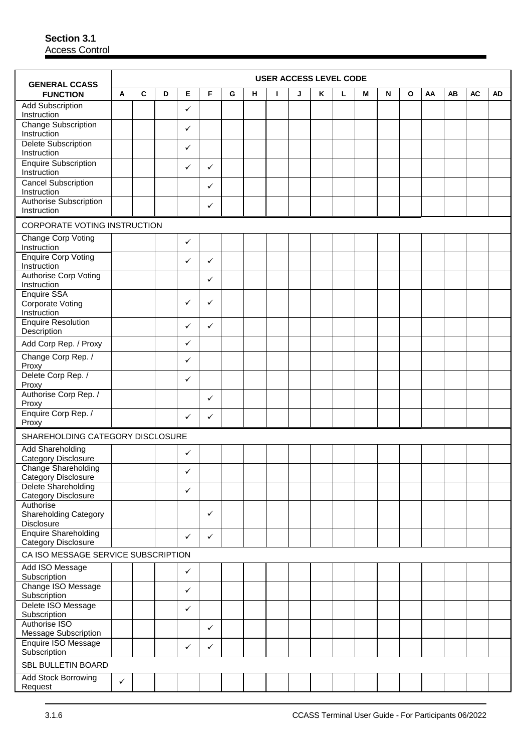**Section 3.1**
Access Control

| GENERAL CCASS FUNCTION | USER ACCESS LEVEL CODE | | | | | | | | | | | | | | | | | |
|---|---|---|---|---|---|---|---|---|---|---|---|---|---|---|---|---|---|---|
| | A | C | D | E | F | G | H | I | J | K | L | M | N | O | AA | AB | AC | AD |
| Add Subscription Instruction | | | | ✓ | | | | | | | | | | | | | | |
| Change Subscription Instruction | | | | ✓ | | | | | | | | | | | | | | |
| Delete Subscription Instruction | | | | ✓ | | | | | | | | | | | | | | |
| Enquire Subscription Instruction | | | | ✓ | ✓ | | | | | | | | | | | | | |
| Cancel Subscription Instruction | | | | | ✓ | | | | | | | | | | | | | |
| Authorise Subscription Instruction | | | | | ✓ | | | | | | | | | | | | | |
| CORPORATE VOTING INSTRUCTION | | | | | | | | | | | | | | | | | | |
| Change Corp Voting Instruction | | | | ✓ | | | | | | | | | | | | | | |
| Enquire Corp Voting Instruction | | | | ✓ | ✓ | | | | | | | | | | | | | |
| Authorise Corp Voting Instruction | | | | | ✓ | | | | | | | | | | | | | |
| Enquire SSA Corporate Voting Instruction | | | | ✓ | ✓ | | | | | | | | | | | | | |
| Enquire Resolution Description | | | | ✓ | ✓ | | | | | | | | | | | | | |
| Add Corp Rep. / Proxy | | | | ✓ | | | | | | | | | | | | | | |
| Change Corp Rep. / Proxy | | | | ✓ | | | | | | | | | | | | | | |
| Delete Corp Rep. / Proxy | | | | ✓ | | | | | | | | | | | | | | |
| Authorise Corp Rep. / Proxy | | | | | ✓ | | | | | | | | | | | | | |
| Enquire Corp Rep. / Proxy | | | | ✓ | ✓ | | | | | | | | | | | | | |
| SHAREHOLDING CATEGORY DISCLOSURE | | | | | | | | | | | | | | | | | | |
| Add Shareholding Category Disclosure | | | | ✓ | | | | | | | | | | | | | | |
| Change Shareholding Category Disclosure | | | | ✓ | | | | | | | | | | | | | | |
| Delete Shareholding Category Disclosure | | | | ✓ | | | | | | | | | | | | | | |
| Authorise Shareholding Category Disclosure | | | | | ✓ | | | | | | | | | | | | | |
| Enquire Shareholding Category Disclosure | | | | ✓ | ✓ | | | | | | | | | | | | | |
| CA ISO MESSAGE SERVICE SUBSCRIPTION | | | | | | | | | | | | | | | | | | |
| Add ISO Message Subscription | | | | ✓ | | | | | | | | | | | | | | |
| Change ISO Message Subscription | | | | ✓ | | | | | | | | | | | | | | |
| Delete ISO Message Subscription | | | | ✓ | | | | | | | | | | | | | | |
| Authorise ISO Message Subscription | | | | | ✓ | | | | | | | | | | | | | |
| Enquire ISO Message Subscription | | | | ✓ | ✓ | | | | | | | | | | | | | |
| SBL BULLETIN BOARD | | | | | | | | | | | | | | | | | | |
| Add Stock Borrowing Request | ✓ | | | | | | | | | | | | | | | | | |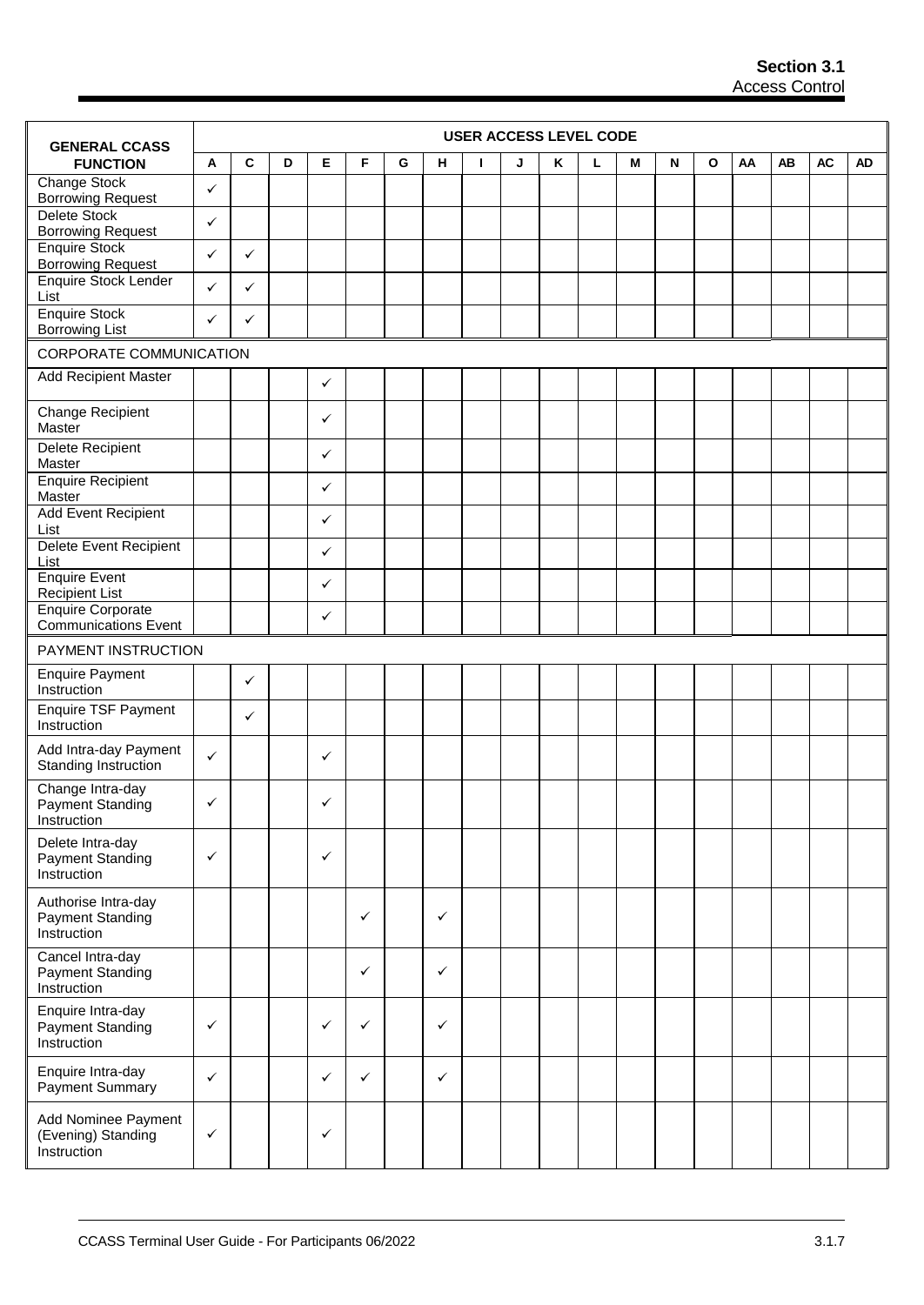| GENERAL CCASS FUNCTION | USER ACCESS LEVEL CODE | | | | | | | | | | | | | | | | | |
|---|---|---|---|---|---|---|---|---|---|---|---|---|---|---|---|---|---|---|
| | A | C | D | E | F | G | H | I | J | K | L | M | N | O | AA | AB | AC | AD |
| Change Stock Borrowing Request | ✓ | | | | | | | | | | | | | | | | | |
| Delete Stock Borrowing Request | ✓ | | | | | | | | | | | | | | | | | |
| Enquire Stock Borrowing Request | ✓ | ✓ | | | | | | | | | | | | | | | | |
| Enquire Stock Lender List | ✓ | ✓ | | | | | | | | | | | | | | | | |
| Enquire Stock Borrowing List | ✓ | ✓ | | | | | | | | | | | | | | | | |
| CORPORATE COMMUNICATION | | | | | | | | | | | | | | | | | | |
| Add Recipient Master | | | | ✓ | | | | | | | | | | | | | | |
| Change Recipient Master | | | | ✓ | | | | | | | | | | | | | | |
| Delete Recipient Master | | | | ✓ | | | | | | | | | | | | | | |
| Enquire Recipient Master | | | | ✓ | | | | | | | | | | | | | | |
| Add Event Recipient List | | | | ✓ | | | | | | | | | | | | | | |
| Delete Event Recipient List | | | | ✓ | | | | | | | | | | | | | | |
| Enquire Event Recipient List | | | | ✓ | | | | | | | | | | | | | | |
| Enquire Corporate Communications Event | | | | ✓ | | | | | | | | | | | | | | |
| PAYMENT INSTRUCTION | | | | | | | | | | | | | | | | | | |
| Enquire Payment Instruction | | ✓ | | | | | | | | | | | | | | | | |
| Enquire TSF Payment Instruction | | ✓ | | | | | | | | | | | | | | | | |
| Add Intra-day Payment Standing Instruction | ✓ | | | ✓ | | | | | | | | | | | | | | |
| Change Intra-day Payment Standing Instruction | ✓ | | | ✓ | | | | | | | | | | | | | | |
| Delete Intra-day Payment Standing Instruction | ✓ | | | ✓ | | | | | | | | | | | | | | |
| Authorise Intra-day Payment Standing Instruction | | | | | ✓ | | ✓ | | | | | | | | | | | |
| Cancel Intra-day Payment Standing Instruction | | | | | ✓ | | ✓ | | | | | | | | | | | |
| Enquire Intra-day Payment Standing Instruction | ✓ | | | ✓ | ✓ | | ✓ | | | | | | | | | | | |
| Enquire Intra-day Payment Summary | ✓ | | | ✓ | ✓ | | ✓ | | | | | | | | | | | |
| Add Nominee Payment (Evening) Standing Instruction | ✓ | | | ✓ | | | | | | | | | | | | | | |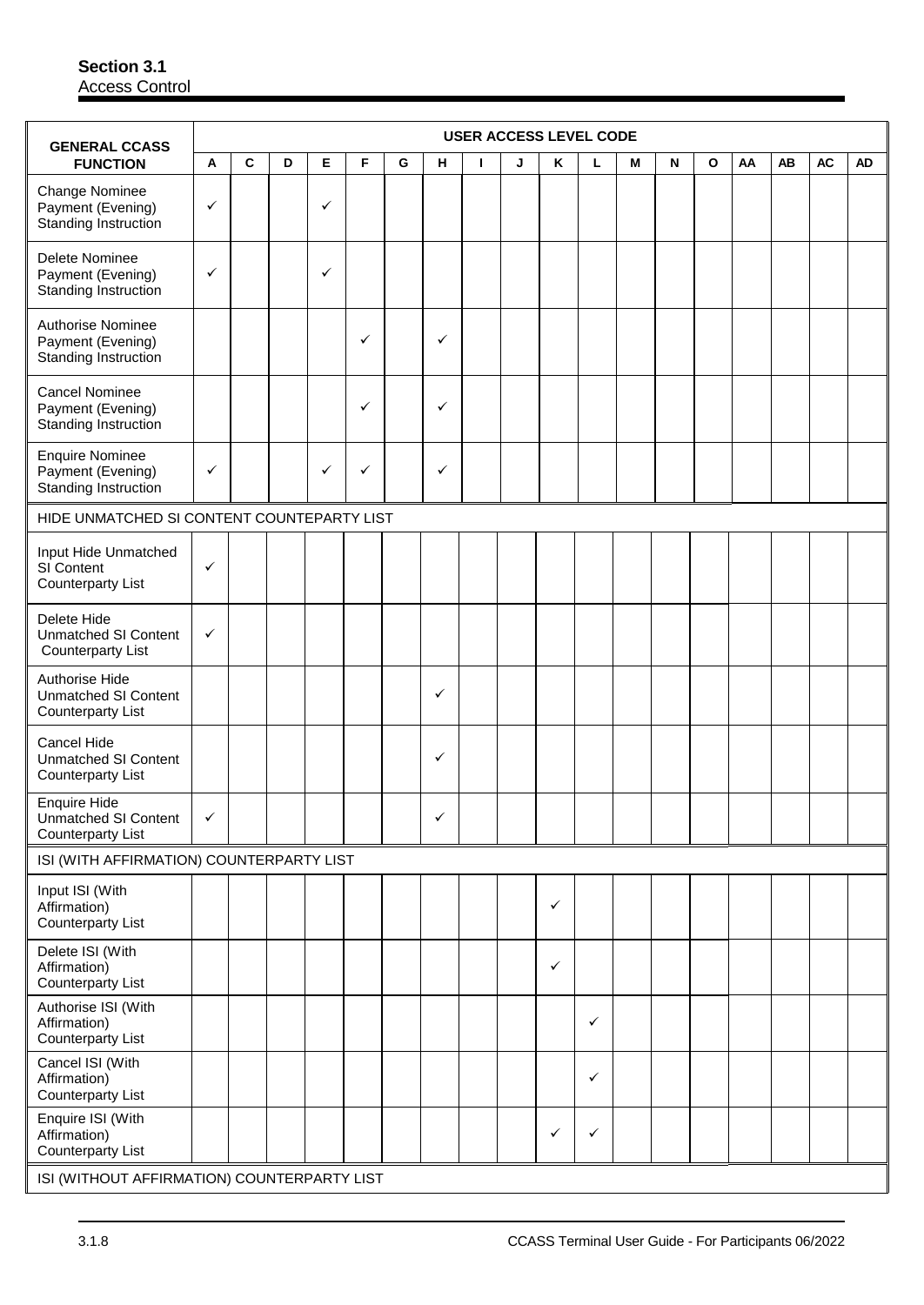## Section 3.1
Access Control

| GENERAL CCASS FUNCTION | USER ACCESS LEVEL CODE | | | | | | | | | | | | | | | | | |
|---|---|---|---|---|---|---|---|---|---|---|---|---|---|---|---|---|---|---|
| | A | C | D | E | F | G | H | I | J | K | L | M | N | O | AA | AB | AC | AD |
| Change Nominee Payment (Evening) Standing Instruction | ✓ | | | ✓ | | | | | | | | | | | | | | |
| Delete Nominee Payment (Evening) Standing Instruction | ✓ | | | ✓ | | | | | | | | | | | | | | |
| Authorise Nominee Payment (Evening) Standing Instruction | | | | | ✓ | | ✓ | | | | | | | | | | | |
| Cancel Nominee Payment (Evening) Standing Instruction | | | | | ✓ | | ✓ | | | | | | | | | | | |
| Enquire Nominee Payment (Evening) Standing Instruction | ✓ | | | ✓ | ✓ | | ✓ | | | | | | | | | | | |
| HIDE UNMATCHED SI CONTENT COUNTERPARTY LIST | | | | | | | | | | | | | | | | | | |
| Input Hide Unmatched SI Content Counterparty List | ✓ | | | | | | | | | | | | | | | | | |
| Delete Hide Unmatched SI Content Counterparty List | ✓ | | | | | | | | | | | | | | | | | |
| Authorise Hide Unmatched SI Content Counterparty List | | | | | | | ✓ | | | | | | | | | | | |
| Cancel Hide Unmatched SI Content Counterparty List | | | | | | | ✓ | | | | | | | | | | | |
| Enquire Hide Unmatched SI Content Counterparty List | ✓ | | | | | | ✓ | | | | | | | | | | | |
| ISI (WITH AFFIRMATION) COUNTERPARTY LIST | | | | | | | | | | | | | | | | | | |
| Input ISI (With Affirmation) Counterparty List | | | | | | | | | | ✓ | | | | | | | | |
| Delete ISI (With Affirmation) Counterparty List | | | | | | | | | | ✓ | | | | | | | | |
| Authorise ISI (With Affirmation) Counterparty List | | | | | | | | | | | ✓ | | | | | | | |
| Cancel ISI (With Affirmation) Counterparty List | | | | | | | | | | | ✓ | | | | | | | |
| Enquire ISI (With Affirmation) Counterparty List | | | | | | | | | | ✓ | ✓ | | | | | | | |
| ISI (WITHOUT AFFIRMATION) COUNTERPARTY LIST | | | | | | | | | | | | | | | | | | |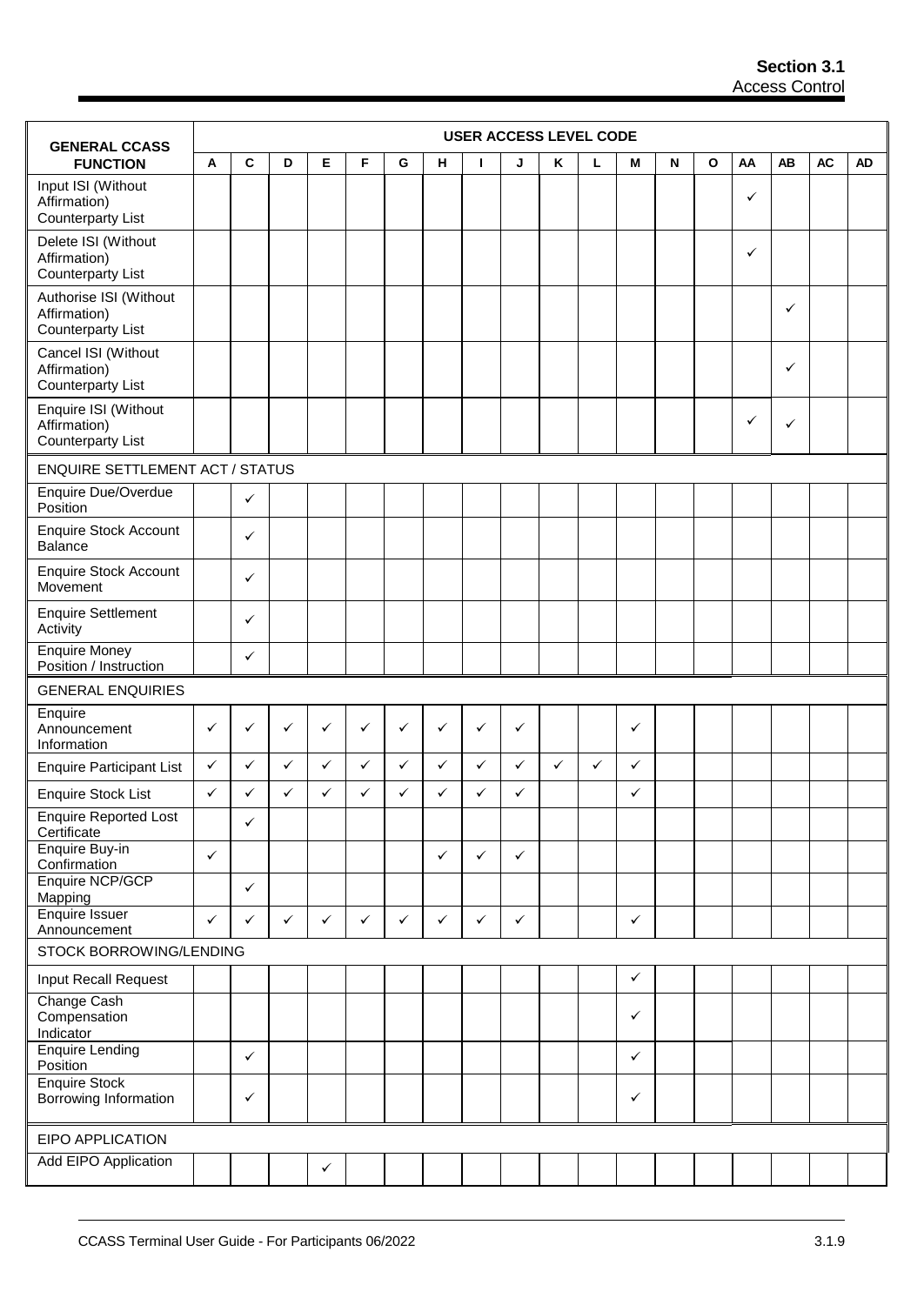| GENERAL CCASS FUNCTION | USER ACCESS LEVEL CODE | | | | | | | | | | | | | | | | | |
|---|---|---|---|---|---|---|---|---|---|---|---|---|---|---|---|---|---|---|
| | A | C | D | E | F | G | H | I | J | K | L | M | N | O | AA | AB | AC | AD |
| Input ISI (Without Affirmation) Counterparty List | | | | | | | | | | | | | | | ✓ | | | |
| Delete ISI (Without Affirmation) Counterparty List | | | | | | | | | | | | | | | ✓ | | | |
| Authorise ISI (Without Affirmation) Counterparty List | | | | | | | | | | | | | | | | ✓ | | |
| Cancel ISI (Without Affirmation) Counterparty List | | | | | | | | | | | | | | | | ✓ | | |
| Enquire ISI (Without Affirmation) Counterparty List | | | | | | | | | | | | | | | ✓ | ✓ | | |
| ENQUIRE SETTLEMENT ACT / STATUS | | | | | | | | | | | | | | | | | | |
| Enquire Due/Overdue Position | | ✓ | | | | | | | | | | | | | | | | |
| Enquire Stock Account Balance | | ✓ | | | | | | | | | | | | | | | | |
| Enquire Stock Account Movement | | ✓ | | | | | | | | | | | | | | | | |
| Enquire Settlement Activity | | ✓ | | | | | | | | | | | | | | | | |
| Enquire Money Position / Instruction | | ✓ | | | | | | | | | | | | | | | | |
| GENERAL ENQUIRIES | | | | | | | | | | | | | | | | | | |
| Enquire Announcement Information | ✓ | ✓ | ✓ | ✓ | ✓ | ✓ | ✓ | ✓ | ✓ | | | ✓ | | | | | | |
| Enquire Participant List | ✓ | ✓ | ✓ | ✓ | ✓ | ✓ | ✓ | ✓ | ✓ | ✓ | ✓ | ✓ | | | | | | |
| Enquire Stock List | ✓ | ✓ | ✓ | ✓ | ✓ | ✓ | ✓ | ✓ | ✓ | | | ✓ | | | | | | |
| Enquire Reported Lost Certificate | | ✓ | | | | | | | | | | | | | | | | |
| Enquire Buy-in Confirmation | ✓ | | | | | | ✓ | ✓ | ✓ | | | | | | | | | |
| Enquire NCP/GCP Mapping | | ✓ | | | | | | | | | | | | | | | | |
| Enquire Issuer Announcement | ✓ | ✓ | ✓ | ✓ | ✓ | ✓ | ✓ | ✓ | ✓ | | | ✓ | | | | | | |
| STOCK BORROWING/LENDING | | | | | | | | | | | | | | | | | | |
| Input Recall Request | | | | | | | | | | | | ✓ | | | | | | |
| Change Cash Compensation Indicator | | | | | | | | | | | | ✓ | | | | | | |
| Enquire Lending Position | | ✓ | | | | | | | | | | ✓ | | | | | | |
| Enquire Stock Borrowing Information | | ✓ | | | | | | | | | | ✓ | | | | | | |
| EIPO APPLICATION | | | | | | | | | | | | | | | | | | |
| Add EIPO Application | | | | ✓ | | | | | | | | | | | | | | |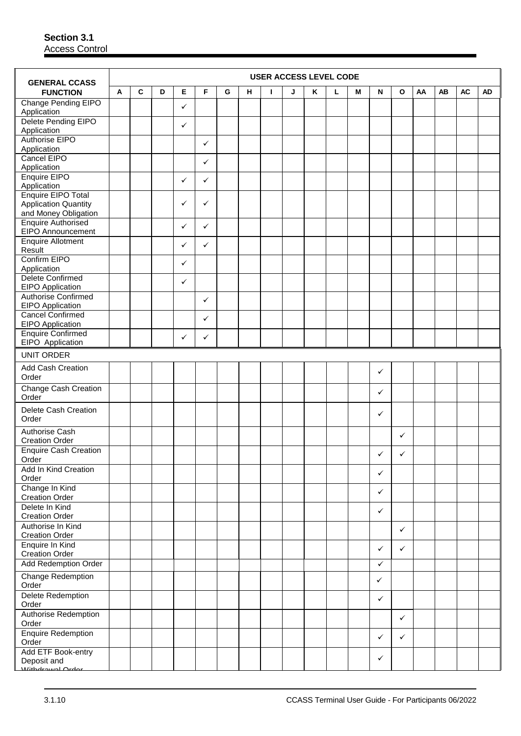**Section 3.1**
Access Control

| GENERAL CCASS FUNCTION | USER ACCESS LEVEL CODE | | | | | | | | | | | | | | | | | |
|---|---|---|---|---|---|---|---|---|---|---|---|---|---|---|---|---|---|---|
| | A | C | D | E | F | G | H | I | J | K | L | M | N | O | AA | AB | AC | AD |
| Change Pending EIPO Application | | | | ✓ | | | | | | | | | | | | | | |
| Delete Pending EIPO Application | | | | ✓ | | | | | | | | | | | | | | |
| Authorise EIPO Application | | | | | ✓ | | | | | | | | | | | | | |
| Cancel EIPO Application | | | | | ✓ | | | | | | | | | | | | | |
| Enquire EIPO Application | | | | ✓ | ✓ | | | | | | | | | | | | | |
| Enquire EIPO Total Application Quantity and Money Obligation | | | | ✓ | ✓ | | | | | | | | | | | | | |
| Enquire Authorised EIPO Announcement | | | | ✓ | ✓ | | | | | | | | | | | | | |
| Enquire Allotment Result | | | | ✓ | ✓ | | | | | | | | | | | | | |
| Confirm EIPO Application | | | | ✓ | | | | | | | | | | | | | | |
| Delete Confirmed EIPO Application | | | | ✓ | | | | | | | | | | | | | | |
| Authorise Confirmed EIPO Application | | | | | ✓ | | | | | | | | | | | | | |
| Cancel Confirmed EIPO Application | | | | | ✓ | | | | | | | | | | | | | |
| Enquire Confirmed EIPO Application | | | | ✓ | ✓ | | | | | | | | | | | | | |
| UNIT ORDER | | | | | | | | | | | | | | | | | | |
| Add Cash Creation Order | | | | | | | | | | | | | ✓ | | | | | |
| Change Cash Creation Order | | | | | | | | | | | | | ✓ | | | | | |
| Delete Cash Creation Order | | | | | | | | | | | | | ✓ | | | | | |
| Authorise Cash Creation Order | | | | | | | | | | | | | | ✓ | | | | |
| Enquire Cash Creation Order | | | | | | | | | | | | | ✓ | ✓ | | | | |
| Add In Kind Creation Order | | | | | | | | | | | | | ✓ | | | | | |
| Change In Kind Creation Order | | | | | | | | | | | | | ✓ | | | | | |
| Delete In Kind Creation Order | | | | | | | | | | | | | ✓ | | | | | |
| Authorise In Kind Creation Order | | | | | | | | | | | | | | ✓ | | | | |
| Enquire In Kind Creation Order | | | | | | | | | | | | | ✓ | ✓ | | | | |
| Add Redemption Order | | | | | | | | | | | | | ✓ | | | | | |
| Change Redemption Order | | | | | | | | | | | | | ✓ | | | | | |
| Delete Redemption Order | | | | | | | | | | | | | ✓ | | | | | |
| Authorise Redemption Order | | | | | | | | | | | | | | ✓ | | | | |
| Enquire Redemption Order | | | | | | | | | | | | | ✓ | ✓ | | | | |
| Add ETF Book-entry Deposit and Withdrawal Order | | | | | | | | | | | | | ✓ | | | | | |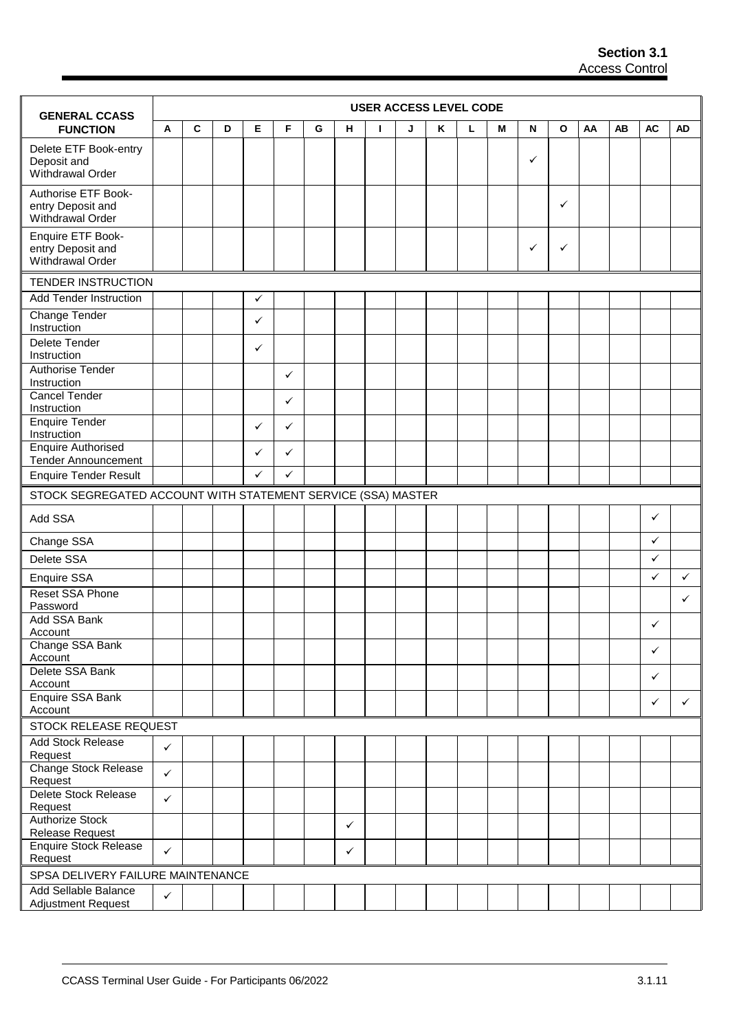| GENERAL CCASS FUNCTION | USER ACCESS LEVEL CODE | | | | | | | | | | | | | | | | | |
|---|---|---|---|---|---|---|---|---|---|---|---|---|---|---|---|---|---|---|
| | A | C | D | E | F | G | H | I | J | K | L | M | N | O | AA | AB | AC | AD |
| Delete ETF Book-entry Deposit and Withdrawal Order | | | | | | | | | | | | | ✓ | | | | | |
| Authorise ETF Book-entry Deposit and Withdrawal Order | | | | | | | | | | | | | | ✓ | | | | |
| Enquire ETF Book-entry Deposit and Withdrawal Order | | | | | | | | | | | | | ✓ | ✓ | | | | |
| TENDER INSTRUCTION | | | | | | | | | | | | | | | | | | |
| Add Tender Instruction | | | | ✓ | | | | | | | | | | | | | | |
| Change Tender Instruction | | | | ✓ | | | | | | | | | | | | | | |
| Delete Tender Instruction | | | | ✓ | | | | | | | | | | | | | | |
| Authorise Tender Instruction | | | | | ✓ | | | | | | | | | | | | | |
| Cancel Tender Instruction | | | | | ✓ | | | | | | | | | | | | | |
| Enquire Tender Instruction | | | | ✓ | ✓ | | | | | | | | | | | | | |
| Enquire Authorised Tender Announcement | | | | ✓ | ✓ | | | | | | | | | | | | | |
| Enquire Tender Result | | | | ✓ | ✓ | | | | | | | | | | | | | |
| STOCK SEGREGATED ACCOUNT WITH STATEMENT SERVICE (SSA) MASTER | | | | | | | | | | | | | | | | | | |
| Add SSA | | | | | | | | | | | | | | | | | ✓ | |
| Change SSA | | | | | | | | | | | | | | | | | ✓ | |
| Delete SSA | | | | | | | | | | | | | | | | | ✓ | |
| Enquire SSA | | | | | | | | | | | | | | | | | ✓ | ✓ |
| Reset SSA Phone Password | | | | | | | | | | | | | | | | | | ✓ |
| Add SSA Bank Account | | | | | | | | | | | | | | | | | ✓ | |
| Change SSA Bank Account | | | | | | | | | | | | | | | | | ✓ | |
| Delete SSA Bank Account | | | | | | | | | | | | | | | | | ✓ | |
| Enquire SSA Bank Account | | | | | | | | | | | | | | | | | ✓ | ✓ |
| STOCK RELEASE REQUEST | | | | | | | | | | | | | | | | | | |
| Add Stock Release Request | ✓ | | | | | | | | | | | | | | | | | |
| Change Stock Release Request | ✓ | | | | | | | | | | | | | | | | | |
| Delete Stock Release Request | ✓ | | | | | | | | | | | | | | | | | |
| Authorize Stock Release Request | | | | | | | ✓ | | | | | | | | | | | |
| Enquire Stock Release Request | ✓ | | | | | | ✓ | | | | | | | | | | | |
| SPSA DELIVERY FAILURE MAINTENANCE | | | | | | | | | | | | | | | | | | |
| Add Sellable Balance Adjustment Request | ✓ | | | | | | | | | | | | | | | | | |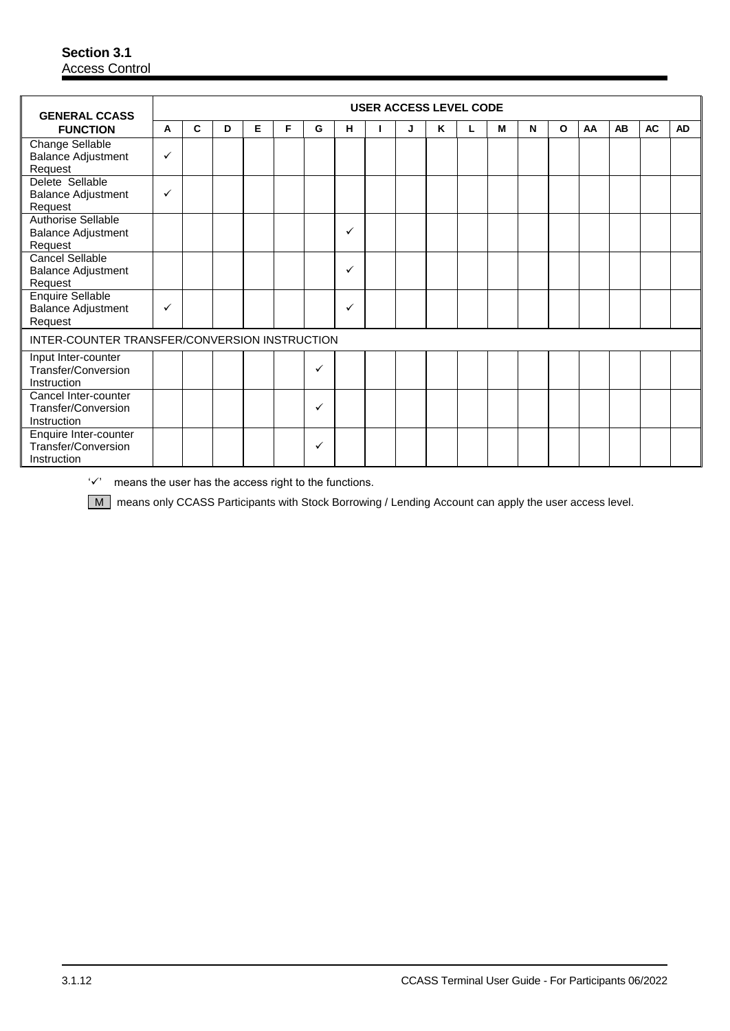## Section 3.1

Access Control

| GENERAL CCASS FUNCTION | USER ACCESS LEVEL CODE | | | | | | | | | | | | | | | | | |
|---|---|---|---|---|---|---|---|---|---|---|---|---|---|---|---|---|---|---|
| | A | C | D | E | F | G | H | I | J | K | L | M | N | O | AA | AB | AC | AD |
| Change Sellable Balance Adjustment Request | ✓ | | | | | | | | | | | | | | | | | |
| Delete Sellable Balance Adjustment Request | ✓ | | | | | | | | | | | | | | | | | |
| Authorise Sellable Balance Adjustment Request | | | | | | | ✓ | | | | | | | | | | | |
| Cancel Sellable Balance Adjustment Request | | | | | | | ✓ | | | | | | | | | | | |
| Enquire Sellable Balance Adjustment Request | ✓ | | | | | | ✓ | | | | | | | | | | | |
| INTER-COUNTER TRANSFER/CONVERSION INSTRUCTION | | | | | | | | | | | | | | | | | | |
| Input Inter-counter Transfer/Conversion Instruction | | | | | | ✓ | | | | | | | | | | | | |
| Cancel Inter-counter Transfer/Conversion Instruction | | | | | | ✓ | | | | | | | | | | | | |
| Enquire Inter-counter Transfer/Conversion Instruction | | | | | | ✓ | | | | | | | | | | | | |

'✓' means the user has the access right to the functions.

M means only CCASS Participants with Stock Borrowing / Lending Account can apply the user access level.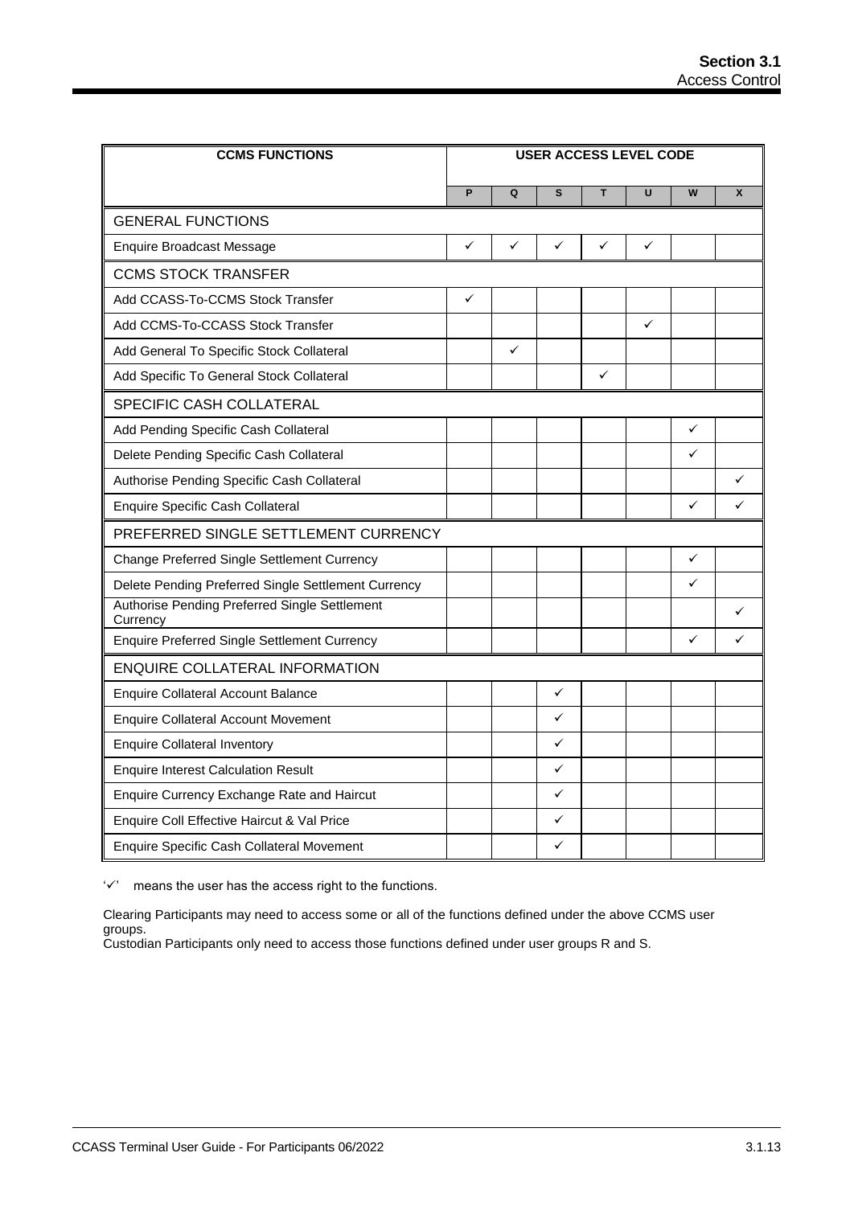| CCMS FUNCTIONS | USER ACCESS LEVEL CODE | | | | | | |
|---|---|---|---|---|---|---|---|
| | P | Q | S | T | U | W | X |
| GENERAL FUNCTIONS | | | | | | | |
| Enquire Broadcast Message | ✓ | ✓ | ✓ | ✓ | ✓ | | |
| CCMS STOCK TRANSFER | | | | | | | |
| Add CCASS-To-CCMS Stock Transfer | ✓ | | | | | | |
| Add CCMS-To-CCASS Stock Transfer | | | | | ✓ | | |
| Add General To Specific Stock Collateral | | ✓ | | | | | |
| Add Specific To General Stock Collateral | | | | ✓ | | | |
| SPECIFIC CASH COLLATERAL | | | | | | | |
| Add Pending Specific Cash Collateral | | | | | | ✓ | |
| Delete Pending Specific Cash Collateral | | | | | | ✓ | |
| Authorise Pending Specific Cash Collateral | | | | | | | ✓ |
| Enquire Specific Cash Collateral | | | | | | ✓ | ✓ |
| PREFERRED SINGLE SETTLEMENT CURRENCY | | | | | | | |
| Change Preferred Single Settlement Currency | | | | | | ✓ | |
| Delete Pending Preferred Single Settlement Currency | | | | | | ✓ | |
| Authorise Pending Preferred Single Settlement Currency | | | | | | | ✓ |
| Enquire Preferred Single Settlement Currency | | | | | | ✓ | ✓ |
| ENQUIRE COLLATERAL INFORMATION | | | | | | | |
| Enquire Collateral Account Balance | | | ✓ | | | | |
| Enquire Collateral Account Movement | | | ✓ | | | | |
| Enquire Collateral Inventory | | | ✓ | | | | |
| Enquire Interest Calculation Result | | | ✓ | | | | |
| Enquire Currency Exchange Rate and Haircut | | | ✓ | | | | |
| Enquire Coll Effective Haircut & Val Price | | | ✓ | | | | |
| Enquire Specific Cash Collateral Movement | | | ✓ | | | | |

'✓' means the user has the access right to the functions.

Clearing Participants may need to access some or all of the functions defined under the above CCMS user groups.
Custodian Participants only need to access those functions defined under user groups R and S.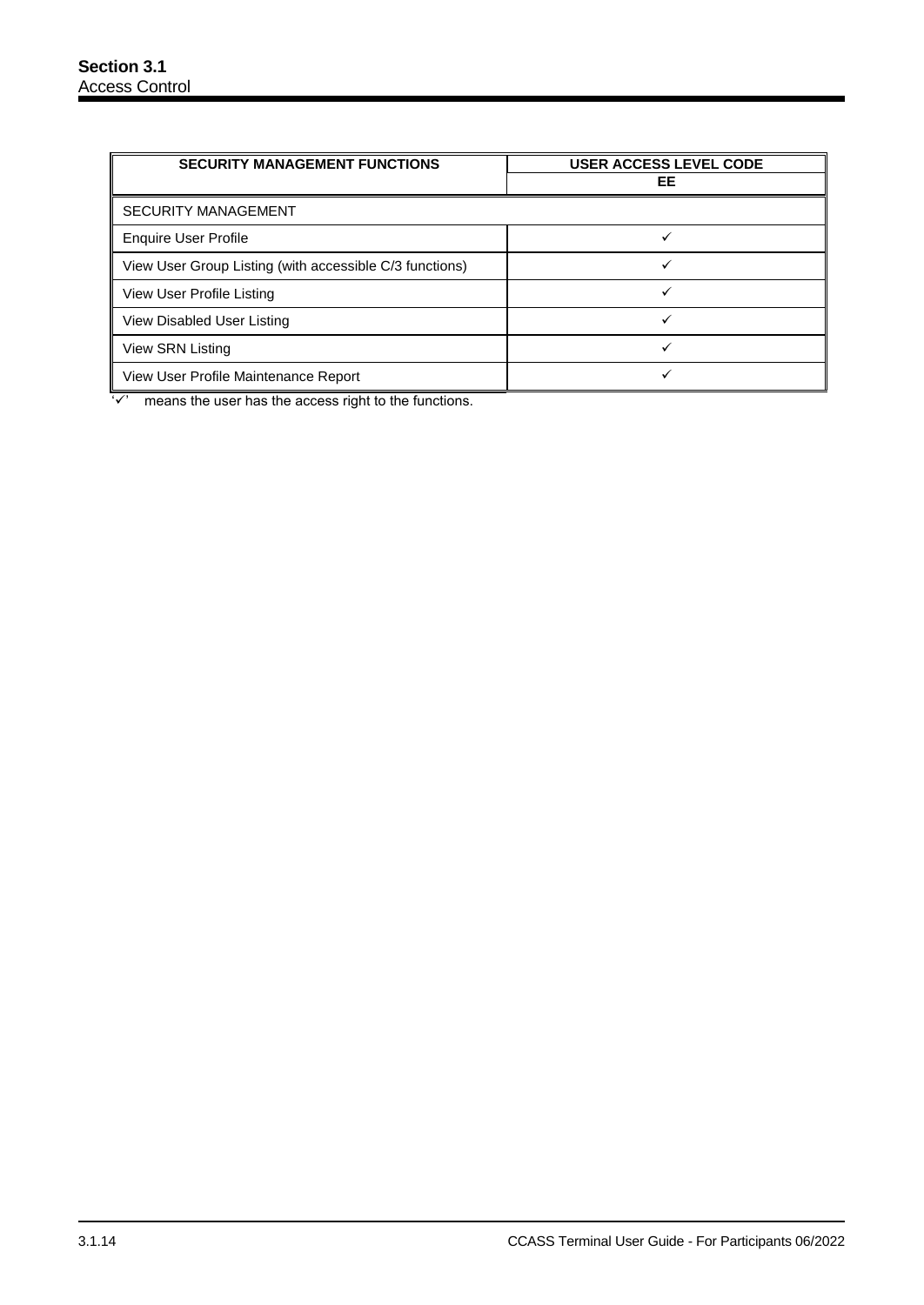| SECURITY MANAGEMENT FUNCTIONS | USER ACCESS LEVEL CODE |
| --- | --- |
| | EE |
| SECURITY MANAGEMENT | |
| Enquire User Profile | ✓ |
| View User Group Listing (with accessible C/3 functions) | ✓ |
| View User Profile Listing | ✓ |
| View Disabled User Listing | ✓ |
| View SRN Listing | ✓ |
| View User Profile Maintenance Report | ✓ |

'✓' means the user has the access right to the functions.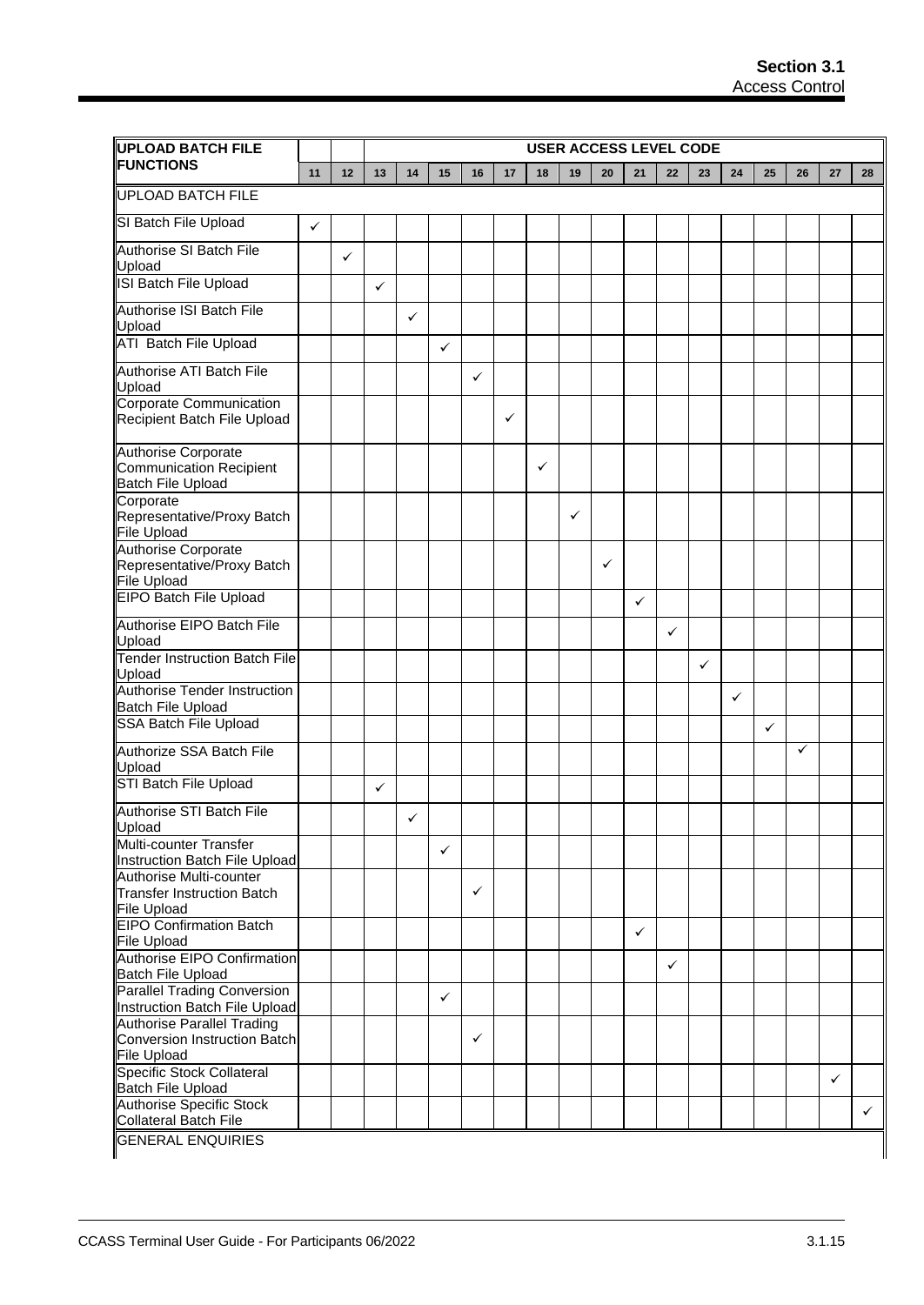| UPLOAD BATCH FILE FUNCTIONS | | | USER ACCESS LEVEL CODE | | | | | | | | | | | | | | | | |
|---|---|---|---|---|---|---|---|---|---|---|---|---|---|---|---|---|---|---|
| | 11 | 12 | 13 | 14 | 15 | 16 | 17 | 18 | 19 | 20 | 21 | 22 | 23 | 24 | 25 | 26 | 27 | 28 |
| UPLOAD BATCH FILE | | | | | | | | | | | | | | | | | | |
| SI Batch File Upload | ✓ | | | | | | | | | | | | | | | | | |
| Authorise SI Batch File Upload | | ✓ | | | | | | | | | | | | | | | | |
| ISI Batch File Upload | | | ✓ | | | | | | | | | | | | | | | |
| Authorise ISI Batch File Upload | | | | ✓ | | | | | | | | | | | | | | |
| ATI Batch File Upload | | | | | ✓ | | | | | | | | | | | | | |
| Authorise ATI Batch File Upload | | | | | | ✓ | | | | | | | | | | | | |
| Corporate Communication Recipient Batch File Upload | | | | | | | ✓ | | | | | | | | | | | |
| Authorise Corporate Communication Recipient Batch File Upload | | | | | | | | ✓ | | | | | | | | | | |
| Corporate Representative/Proxy Batch File Upload | | | | | | | | | ✓ | | | | | | | | | |
| Authorise Corporate Representative/Proxy Batch File Upload | | | | | | | | | | ✓ | | | | | | | | |
| EIPO Batch File Upload | | | | | | | | | | | ✓ | | | | | | | |
| Authorise EIPO Batch File Upload | | | | | | | | | | | | ✓ | | | | | | |
| Tender Instruction Batch File Upload | | | | | | | | | | | | | ✓ | | | | | |
| Authorise Tender Instruction Batch File Upload | | | | | | | | | | | | | | ✓ | | | | |
| SSA Batch File Upload | | | | | | | | | | | | | | | ✓ | | | |
| Authorize SSA Batch File Upload | | | | | | | | | | | | | | | | ✓ | | |
| STI Batch File Upload | | | ✓ | | | | | | | | | | | | | | | |
| Authorise STI Batch File Upload | | | | ✓ | | | | | | | | | | | | | | |
| Multi-counter Transfer Instruction Batch File Upload | | | | | ✓ | | | | | | | | | | | | | |
| Authorise Multi-counter Transfer Instruction Batch File Upload | | | | | | ✓ | | | | | | | | | | | | |
| EIPO Confirmation Batch File Upload | | | | | | | | | | | ✓ | | | | | | | |
| Authorise EIPO Confirmation Batch File Upload | | | | | | | | | | | | ✓ | | | | | | |
| Parallel Trading Conversion Instruction Batch File Upload | | | | | ✓ | | | | | | | | | | | | | |
| Authorise Parallel Trading Conversion Instruction Batch File Upload | | | | | | ✓ | | | | | | | | | | | | |
| Specific Stock Collateral Batch File Upload | | | | | | | | | | | | | | | | | ✓ | |
| Authorise Specific Stock Collateral Batch File | | | | | | | | | | | | | | | | | | ✓ |
| GENERAL ENQUIRIES | | | | | | | | | | | | | | | | | | |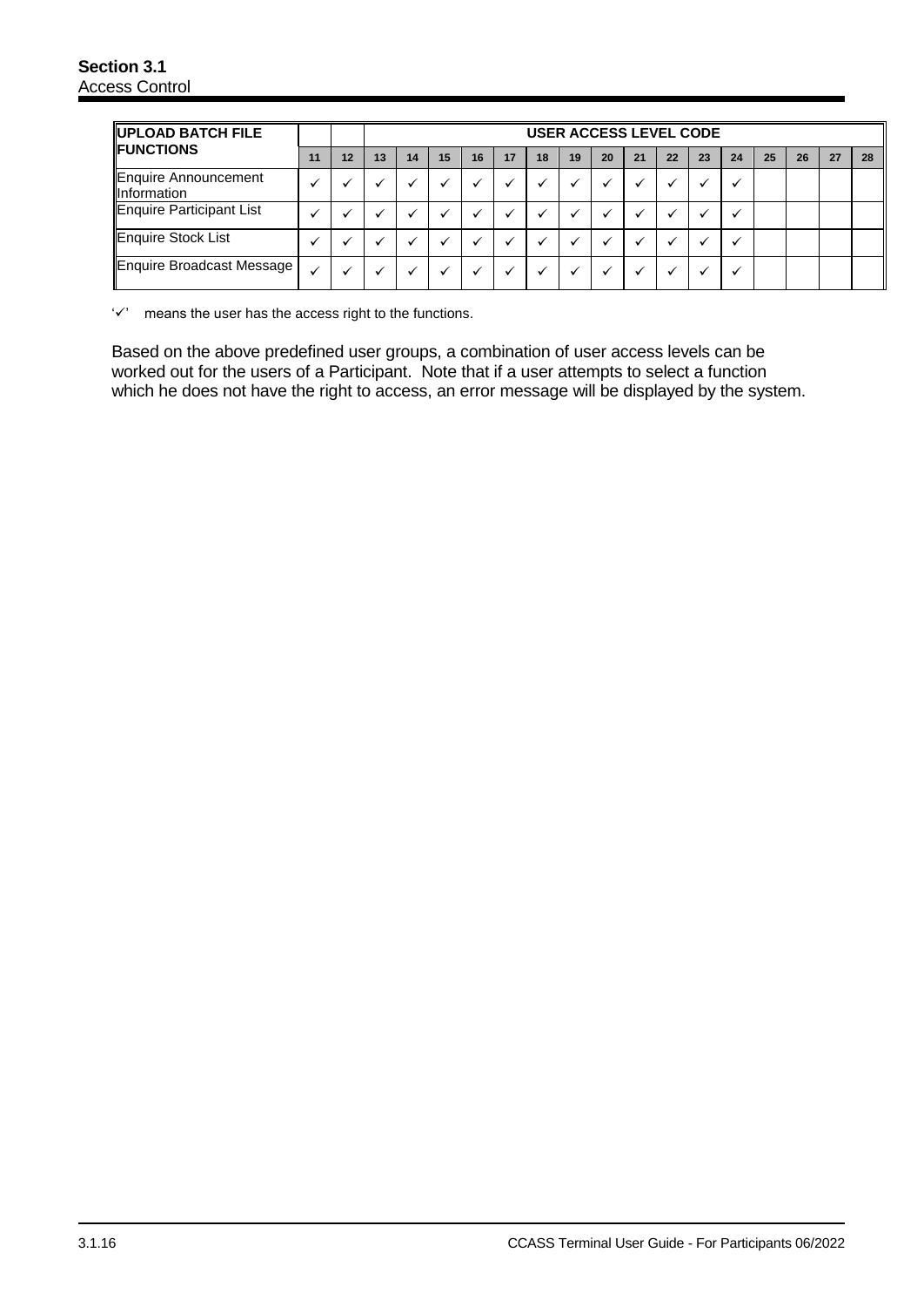| UPLOAD BATCH FILE FUNCTIONS | | | USER ACCESS LEVEL CODE | | | | | | | | | | | | | | | |
|---|---|---|---|---|---|---|---|---|---|---|---|---|---|---|---|---|---|---|
| | 11 | 12 | 13 | 14 | 15 | 16 | 17 | 18 | 19 | 20 | 21 | 22 | 23 | 24 | 25 | 26 | 27 | 28 |
| Enquire Announcement Information | ✓ | ✓ | ✓ | ✓ | ✓ | ✓ | ✓ | ✓ | ✓ | ✓ | ✓ | ✓ | ✓ | ✓ | | | | |
| Enquire Participant List | ✓ | ✓ | ✓ | ✓ | ✓ | ✓ | ✓ | ✓ | ✓ | ✓ | ✓ | ✓ | ✓ | ✓ | | | | |
| Enquire Stock List | ✓ | ✓ | ✓ | ✓ | ✓ | ✓ | ✓ | ✓ | ✓ | ✓ | ✓ | ✓ | ✓ | ✓ | | | | |
| Enquire Broadcast Message | ✓ | ✓ | ✓ | ✓ | ✓ | ✓ | ✓ | ✓ | ✓ | ✓ | ✓ | ✓ | ✓ | ✓ | | | | |

'✓' means the user has the access right to the functions.

Based on the above predefined user groups, a combination of user access levels can be worked out for the users of a Participant. Note that if a user attempts to select a function which he does not have the right to access, an error message will be displayed by the system.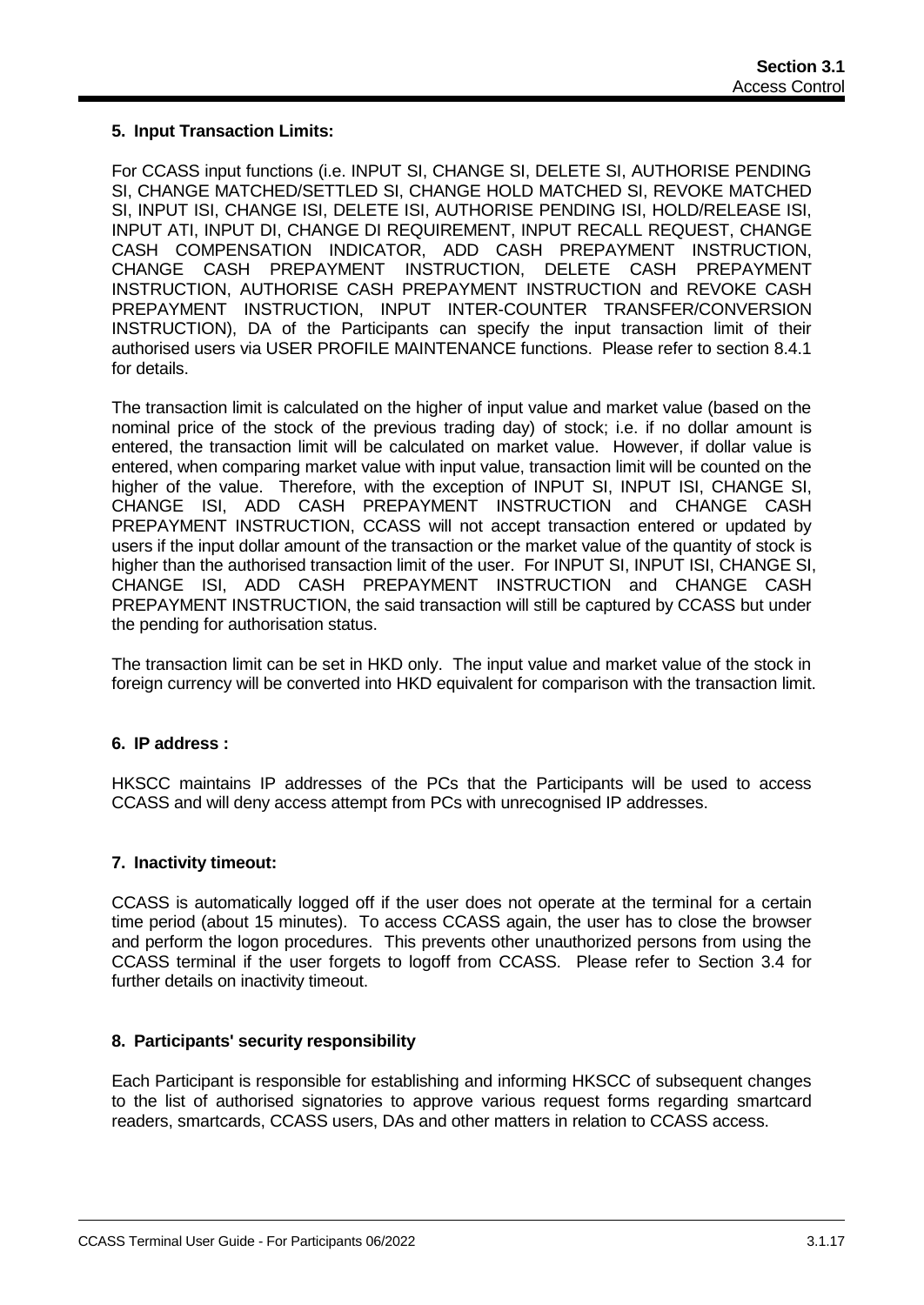**5. Input Transaction Limits:**

For CCASS input functions (i.e. INPUT SI, CHANGE SI, DELETE SI, AUTHORISE PENDING SI, CHANGE MATCHED/SETTLED SI, CHANGE HOLD MATCHED SI, REVOKE MATCHED SI, INPUT ISI, CHANGE ISI, DELETE ISI, AUTHORISE PENDING ISI, HOLD/RELEASE ISI, INPUT ATI, INPUT DI, CHANGE DI REQUIREMENT, INPUT RECALL REQUEST, CHANGE CASH COMPENSATION INDICATOR, ADD CASH PREPAYMENT INSTRUCTION, CHANGE CASH PREPAYMENT INSTRUCTION, DELETE CASH PREPAYMENT INSTRUCTION, AUTHORISE CASH PREPAYMENT INSTRUCTION and REVOKE CASH PREPAYMENT INSTRUCTION, INPUT INTER-COUNTER TRANSFER/CONVERSION INSTRUCTION), DA of the Participants can specify the input transaction limit of their authorised users via USER PROFILE MAINTENANCE functions. Please refer to section 8.4.1 for details.

The transaction limit is calculated on the higher of input value and market value (based on the nominal price of the stock of the previous trading day) of stock; i.e. if no dollar amount is entered, the transaction limit will be calculated on market value. However, if dollar value is entered, when comparing market value with input value, transaction limit will be counted on the higher of the value. Therefore, with the exception of INPUT SI, INPUT ISI, CHANGE SI, CHANGE ISI, ADD CASH PREPAYMENT INSTRUCTION and CHANGE CASH PREPAYMENT INSTRUCTION, CCASS will not accept transaction entered or updated by users if the input dollar amount of the transaction or the market value of the quantity of stock is higher than the authorised transaction limit of the user. For INPUT SI, INPUT ISI, CHANGE SI, CHANGE ISI, ADD CASH PREPAYMENT INSTRUCTION and CHANGE CASH PREPAYMENT INSTRUCTION, the said transaction will still be captured by CCASS but under the pending for authorisation status.

The transaction limit can be set in HKD only. The input value and market value of the stock in foreign currency will be converted into HKD equivalent for comparison with the transaction limit.

**6. IP address :**

HKSCC maintains IP addresses of the PCs that the Participants will be used to access CCASS and will deny access attempt from PCs with unrecognised IP addresses.

**7. Inactivity timeout:**

CCASS is automatically logged off if the user does not operate at the terminal for a certain time period (about 15 minutes). To access CCASS again, the user has to close the browser and perform the logon procedures. This prevents other unauthorized persons from using the CCASS terminal if the user forgets to logoff from CCASS. Please refer to Section 3.4 for further details on inactivity timeout.

**8. Participants' security responsibility**

Each Participant is responsible for establishing and informing HKSCC of subsequent changes to the list of authorised signatories to approve various request forms regarding smartcard readers, smartcards, CCASS users, DAs and other matters in relation to CCASS access.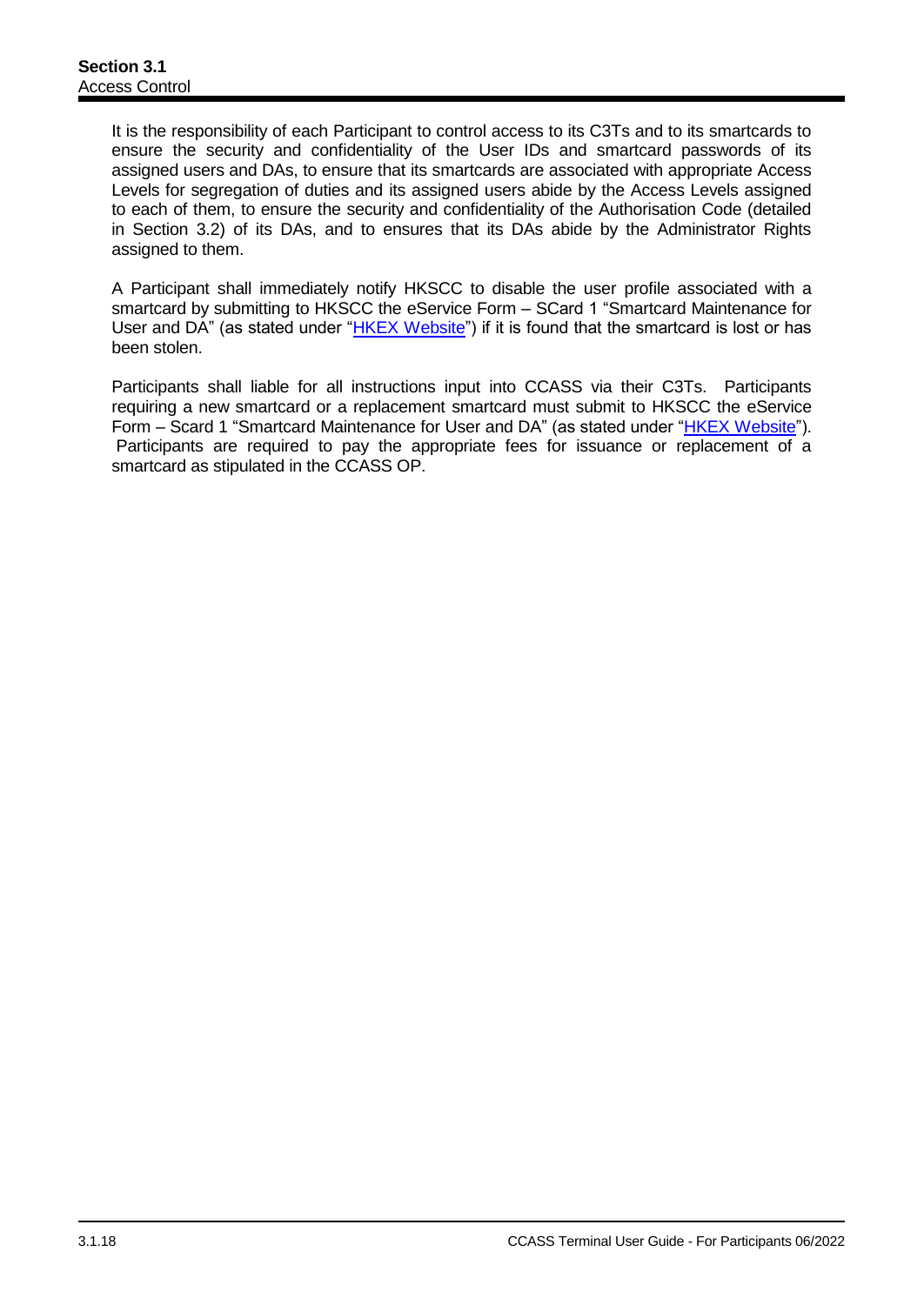It is the responsibility of each Participant to control access to its C3Ts and to its smartcards to ensure the security and confidentiality of the User IDs and smartcard passwords of its assigned users and DAs, to ensure that its smartcards are associated with appropriate Access Levels for segregation of duties and its assigned users abide by the Access Levels assigned to each of them, to ensure the security and confidentiality of the Authorisation Code (detailed in Section 3.2) of its DAs, and to ensures that its DAs abide by the Administrator Rights assigned to them.

A Participant shall immediately notify HKSCC to disable the user profile associated with a smartcard by submitting to HKSCC the eService Form – SCard 1 "Smartcard Maintenance for User and DA" (as stated under "HKEX Website") if it is found that the smartcard is lost or has been stolen.

Participants shall liable for all instructions input into CCASS via their C3Ts. Participants requiring a new smartcard or a replacement smartcard must submit to HKSCC the eService Form – Scard 1 "Smartcard Maintenance for User and DA" (as stated under "HKEX Website"). Participants are required to pay the appropriate fees for issuance or replacement of a smartcard as stipulated in the CCASS OP.